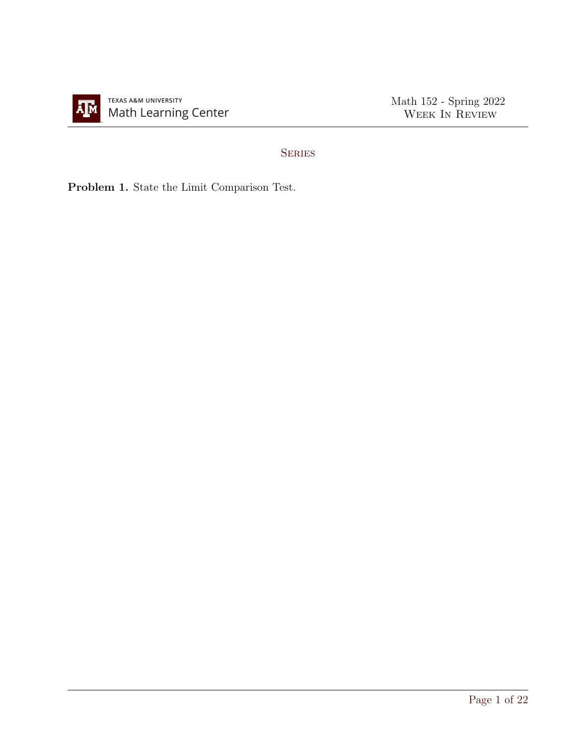# Series

**Problem 1.** State the Limit Comparison Test.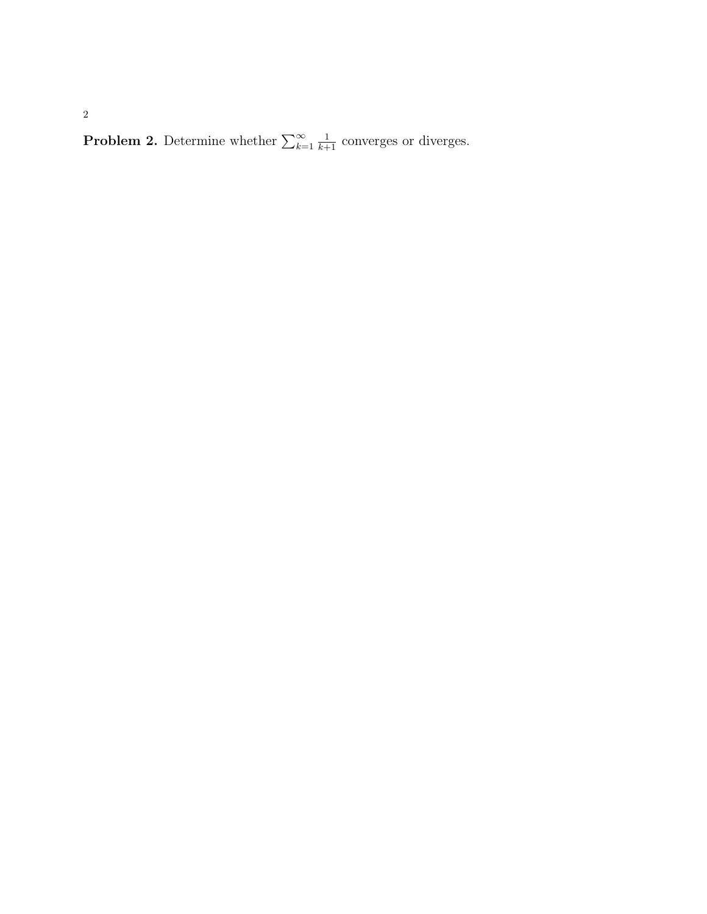**Problem 2.** Determine whether $\sum_{k=1}^{\infty} \frac{1}{k+1}$ converges or diverges.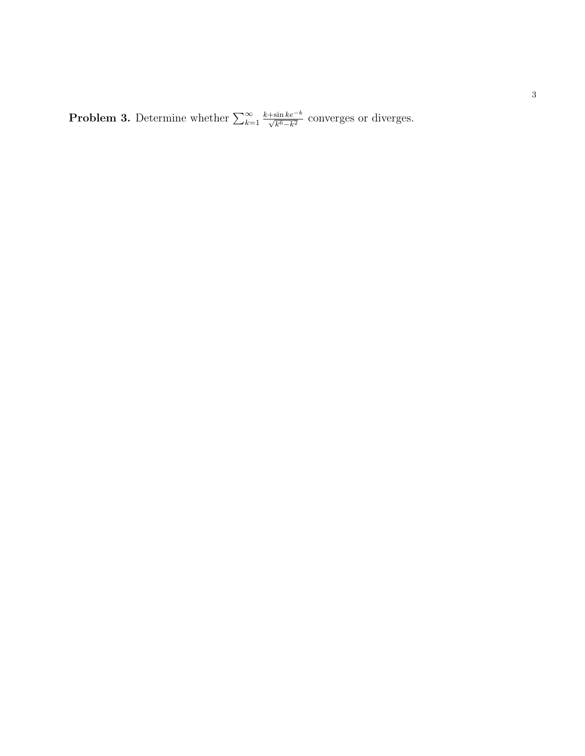**Problem 3.** Determine whether $\sum_{k=1}^{\infty} \frac{k+\sin k e^{-k}}{\sqrt{k^6-k^2}}$ converges or diverges.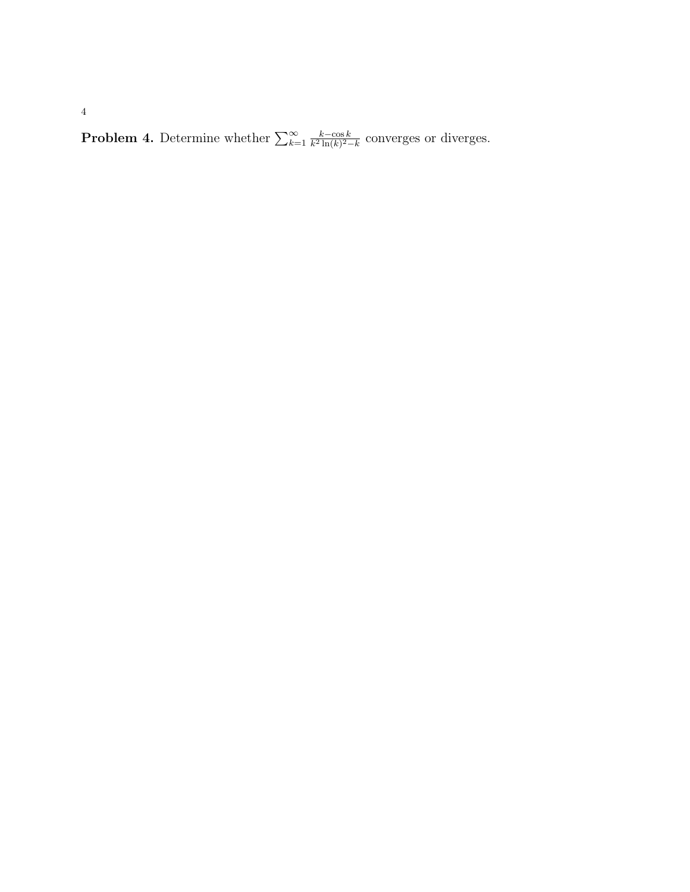**Problem 4.** Determine whether $\sum_{k=1}^{\infty} \frac{k-\cos k}{k^2 \ln(k)^2 - k}$ converges or diverges.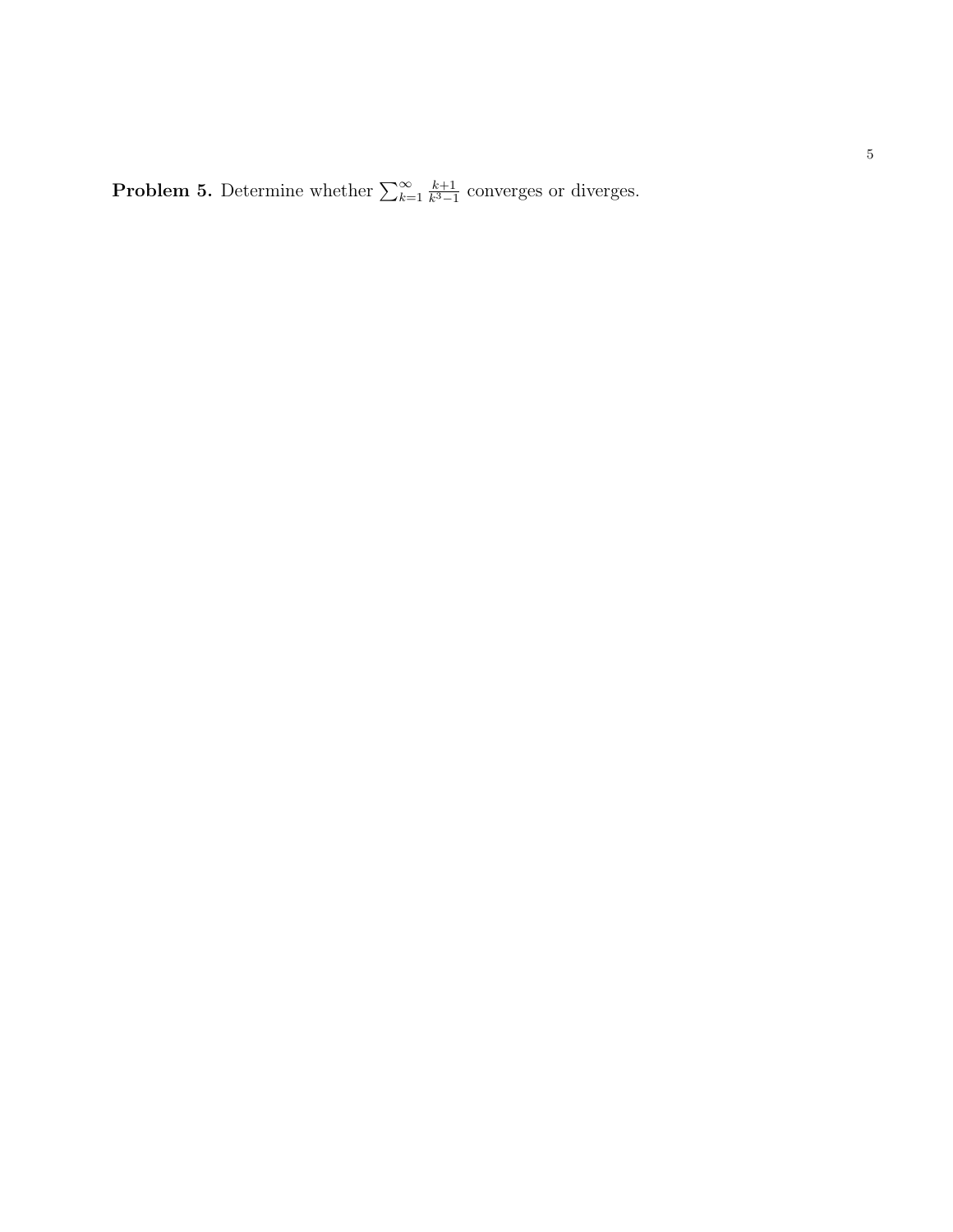**Problem 5.** Determine whether $\sum_{k=1}^{\infty} \frac{k+1}{k^3-1}$ converges or diverges.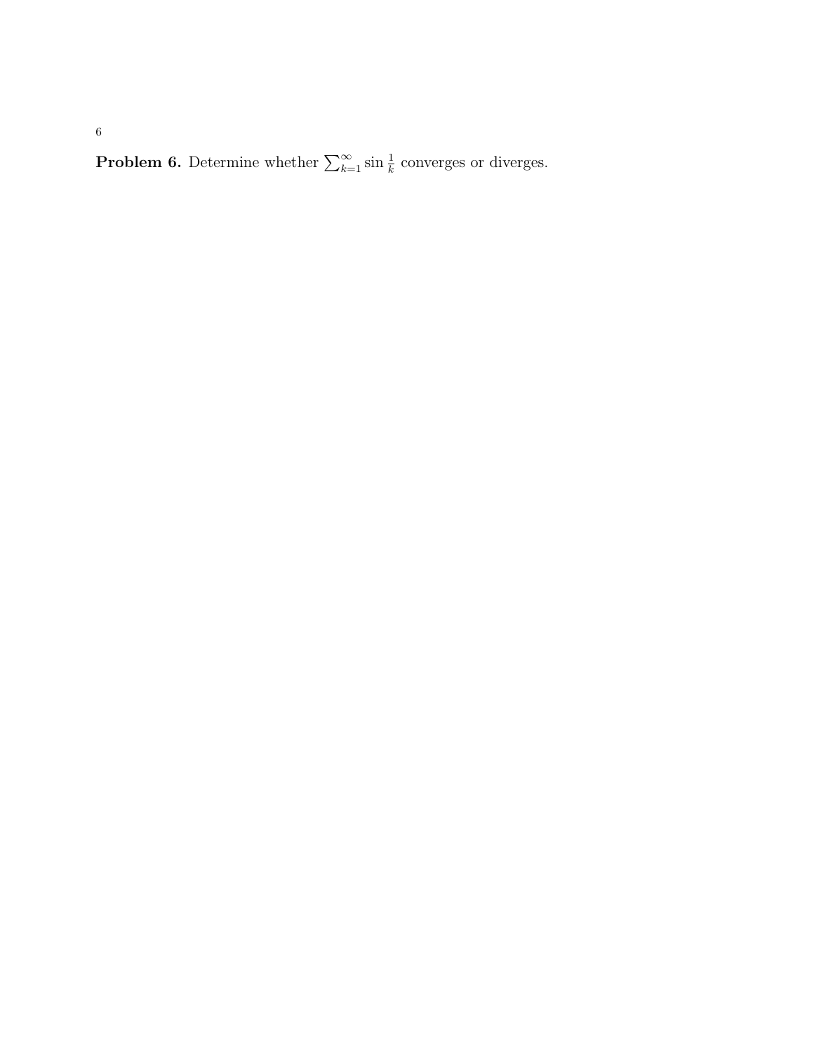**Problem 6.** Determine whether $\sum_{k=1}^{\infty} \sin \frac{1}{k}$ converges or diverges.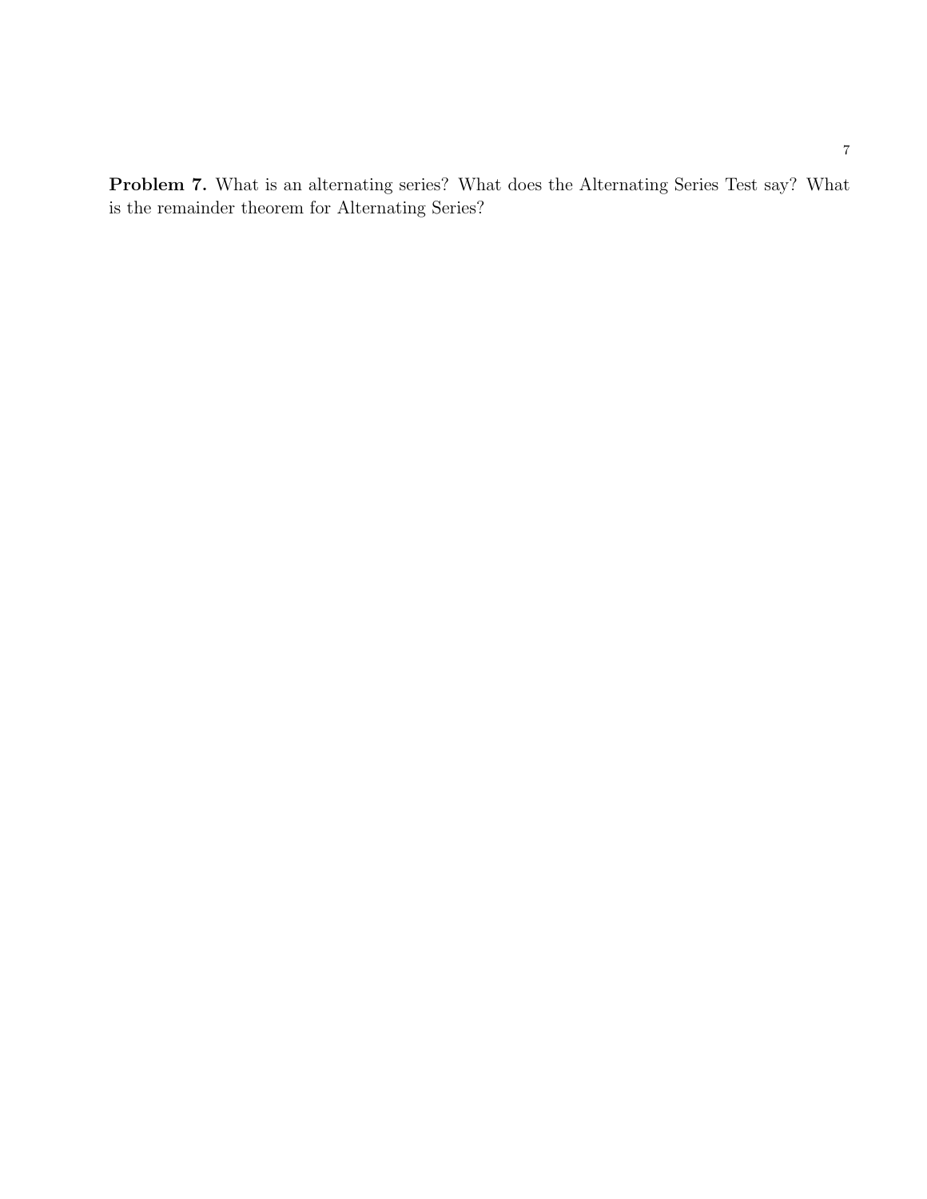**Problem 7.** What is an alternating series? What does the Alternating Series Test say? What is the remainder theorem for Alternating Series?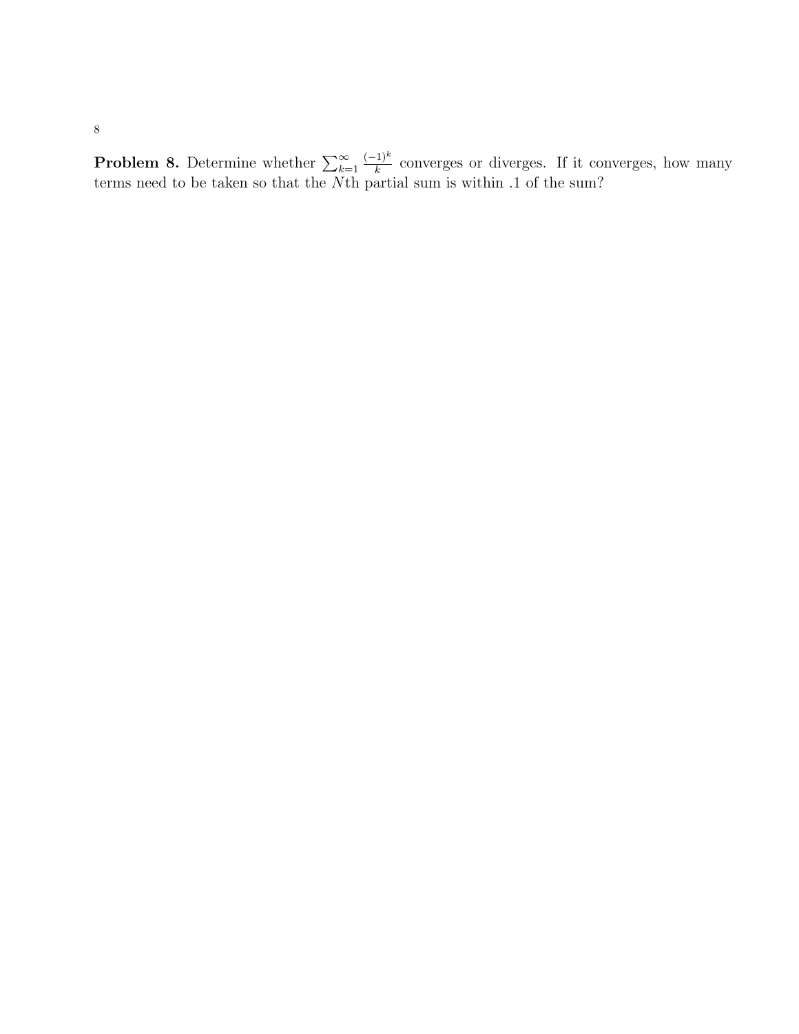**Problem 8.** Determine whether $\sum_{k=1}^{\infty} \frac{(-1)^k}{k}$ converges or diverges. If it converges, how many terms need to be taken so that the $N$th partial sum is within .1 of the sum?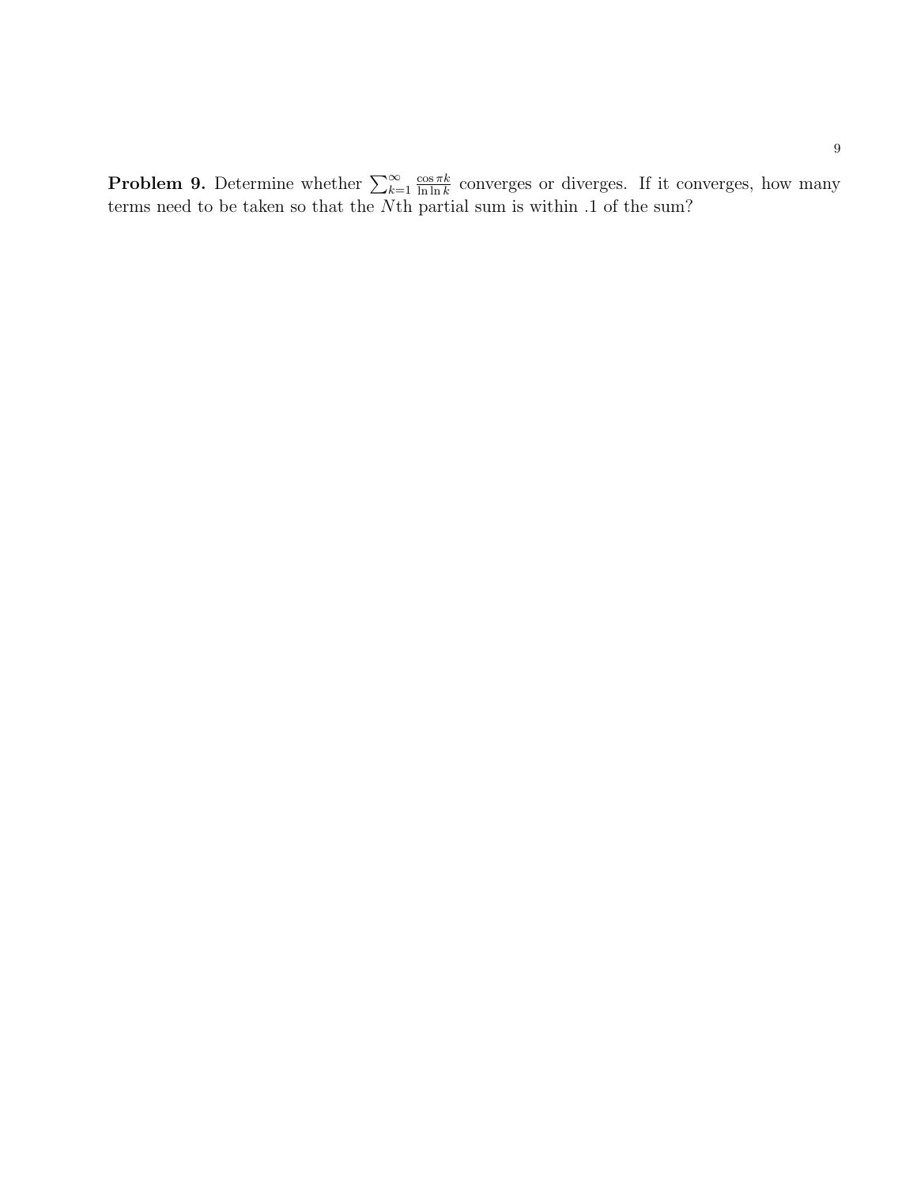**Problem 9.** Determine whether $\sum_{k=1}^{\infty} \frac{\cos \pi k}{\ln \ln k}$ converges or diverges. If it converges, how many terms need to be taken so that the $N$th partial sum is within .1 of the sum?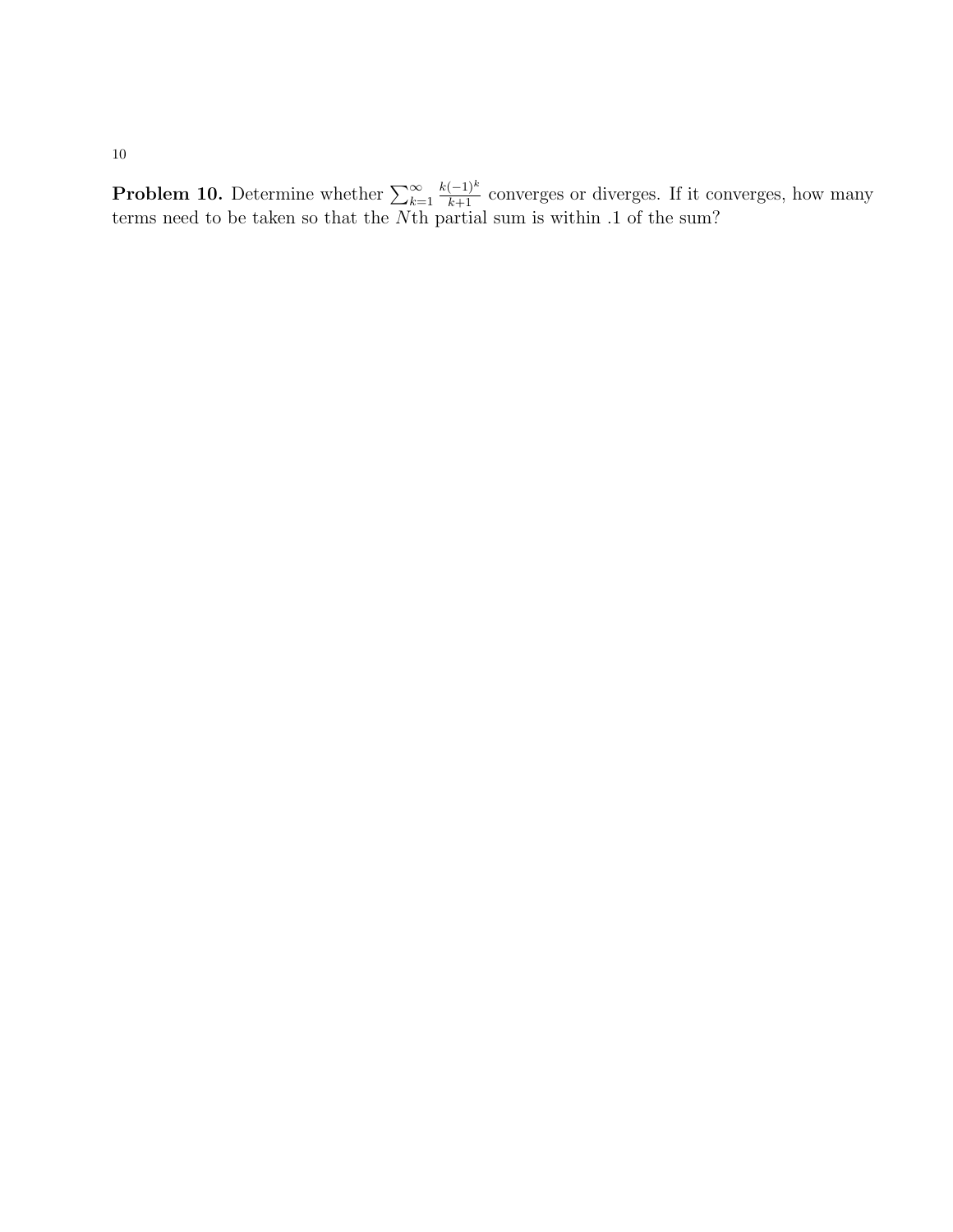**Problem 10.** Determine whether $\sum_{k=1}^{\infty} \frac{k(-1)^k}{k+1}$ converges or diverges. If it converges, how many terms need to be taken so that the $N$th partial sum is within .1 of the sum?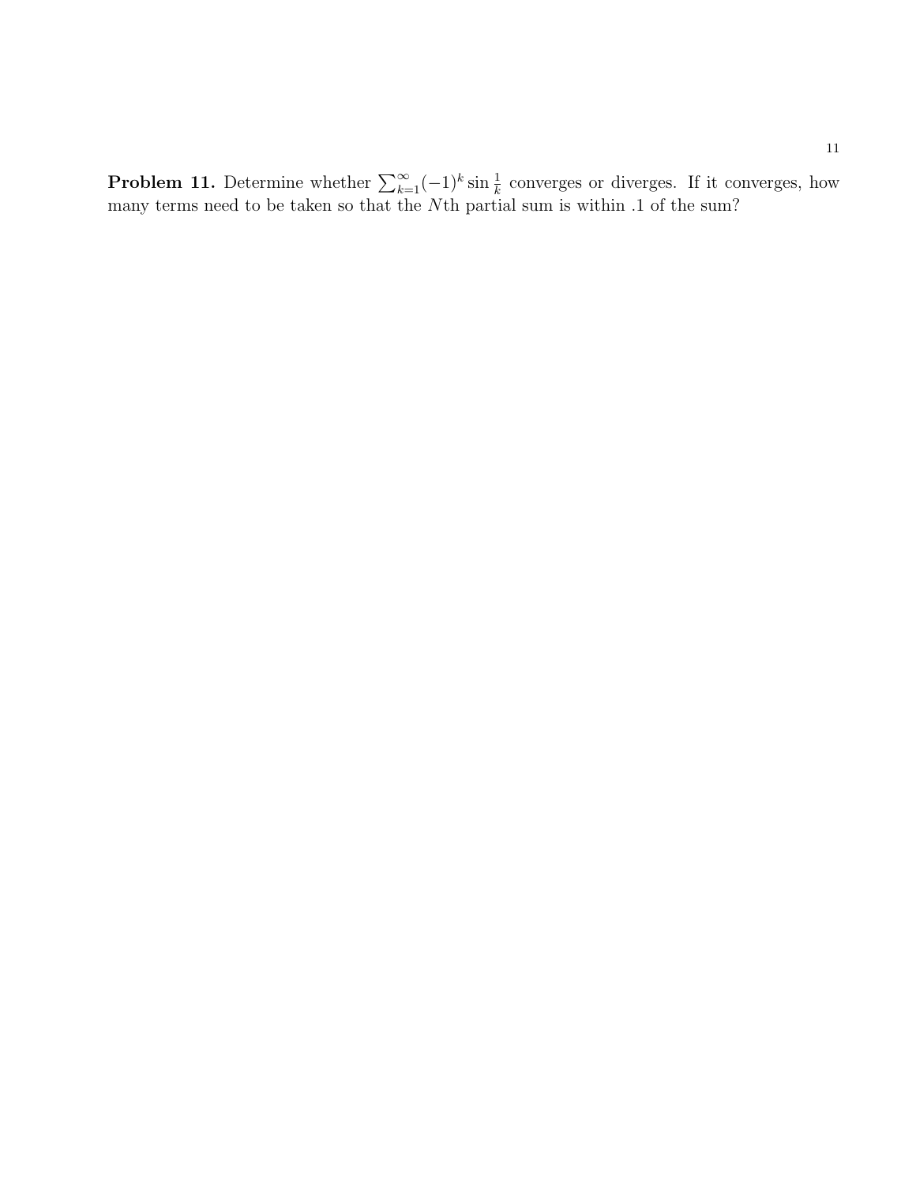**Problem 11.** Determine whether $\sum_{k=1}^{\infty}(-1)^k \sin \frac{1}{k}$ converges or diverges. If it converges, how many terms need to be taken so that the $N$th partial sum is within .1 of the sum?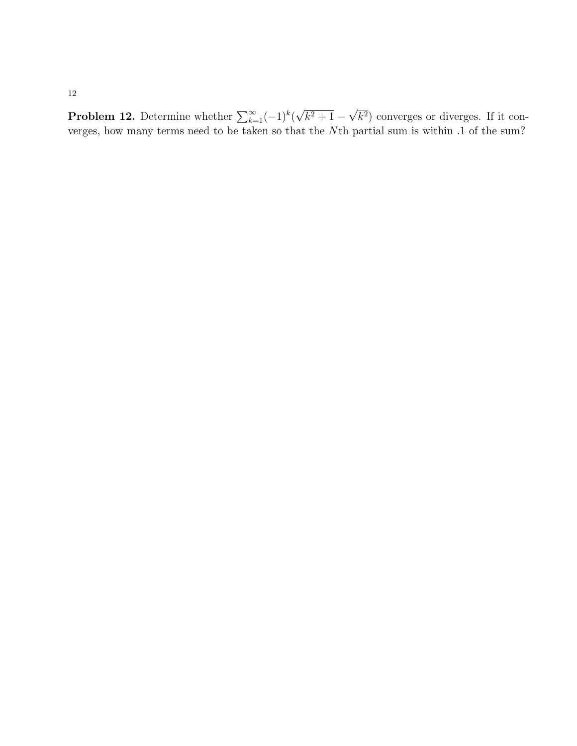**Problem 12.** Determine whether $\sum_{k=1}^{\infty}(-1)^k(\sqrt{k^2+1}-\sqrt{k^2})$ converges or diverges. If it converges, how many terms need to be taken so that the $N$th partial sum is within .1 of the sum?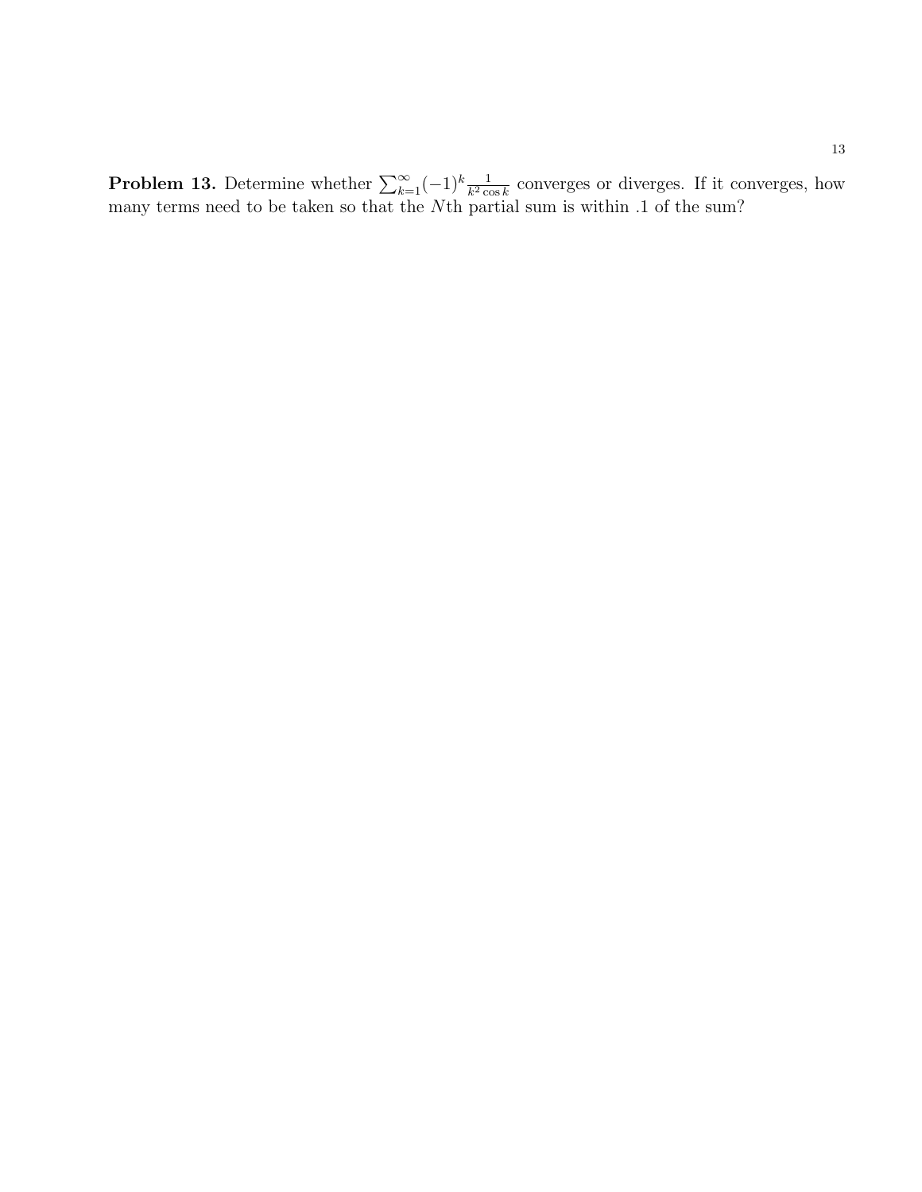**Problem 13.** Determine whether $\sum_{k=1}^{\infty}(-1)^k \frac{1}{k^2 \cos k}$ converges or diverges. If it converges, how many terms need to be taken so that the $N$th partial sum is within .1 of the sum?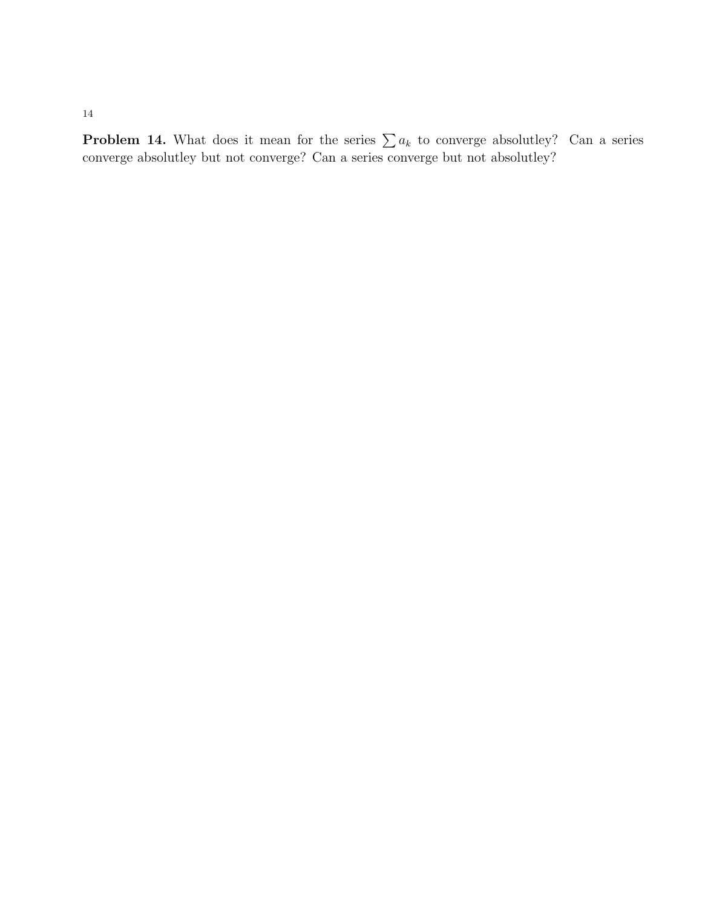**Problem 14.** What does it mean for the series $\sum a_k$ to converge absolutley? Can a series converge absolutley but not converge? Can a series converge but not absolutley?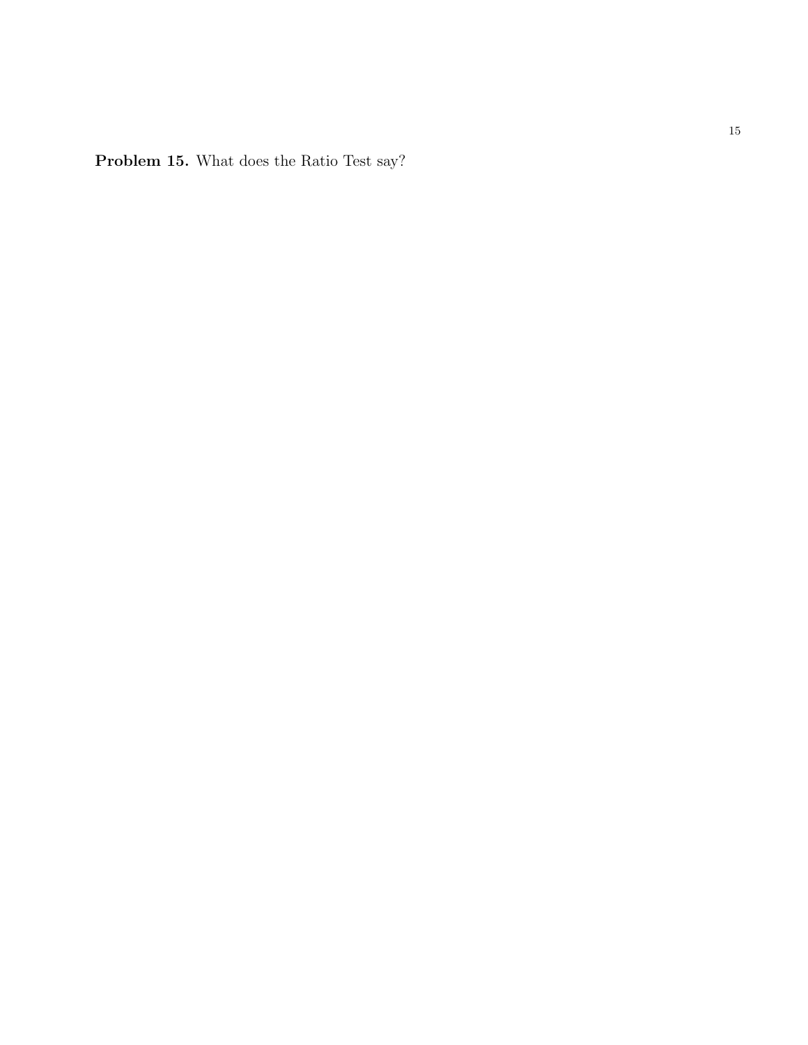**Problem 15.** What does the Ratio Test say?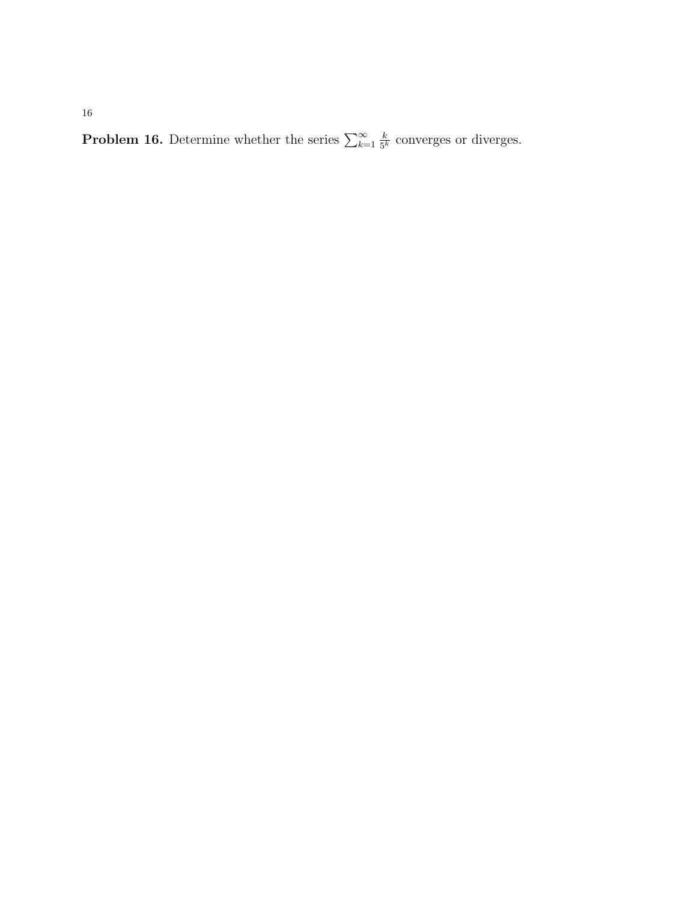**Problem 16.** Determine whether the series $\sum_{k=1}^{\infty} \frac{k}{5^k}$ converges or diverges.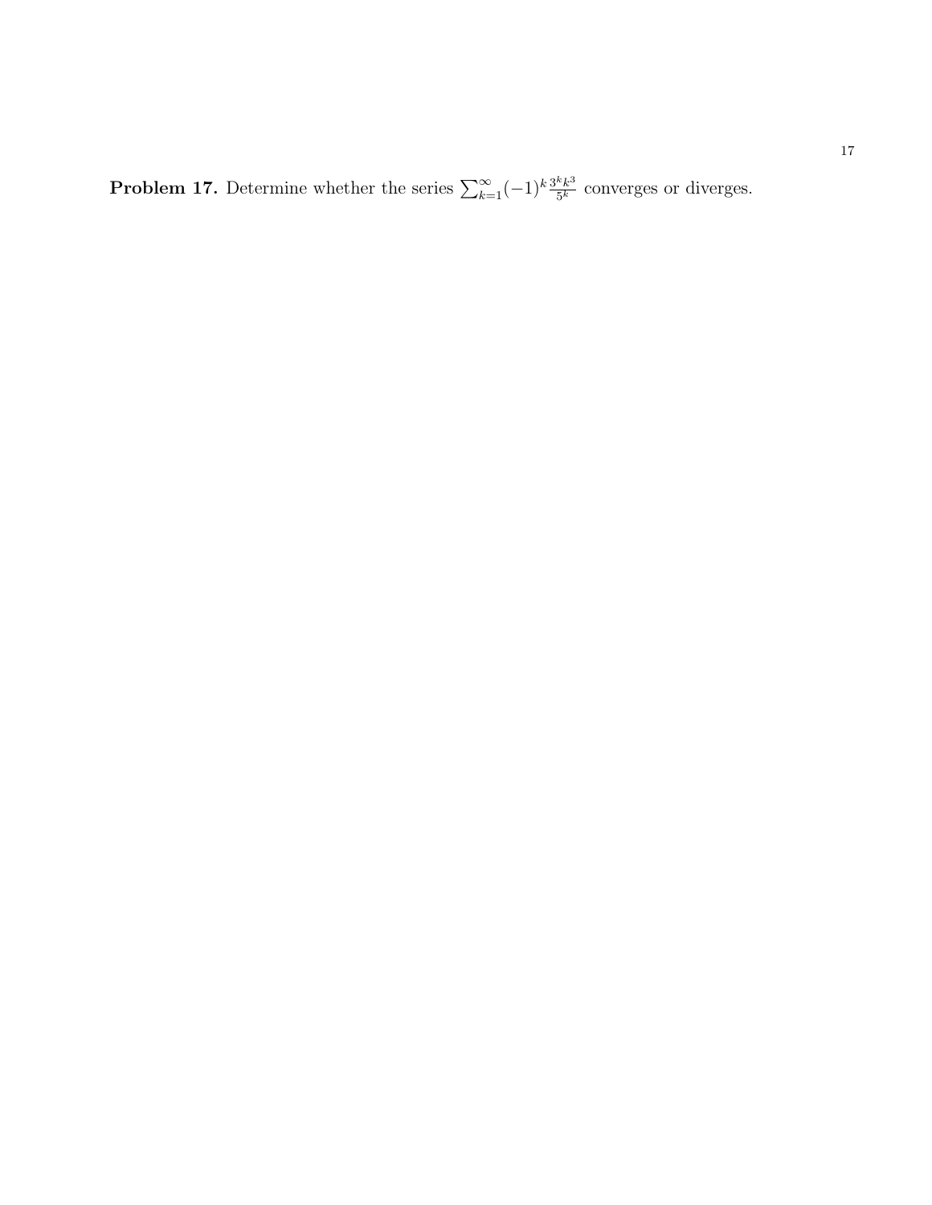**Problem 17.** Determine whether the series $\sum_{k=1}^{\infty}(-1)^k \frac{3^k k^3}{5^k}$ converges or diverges.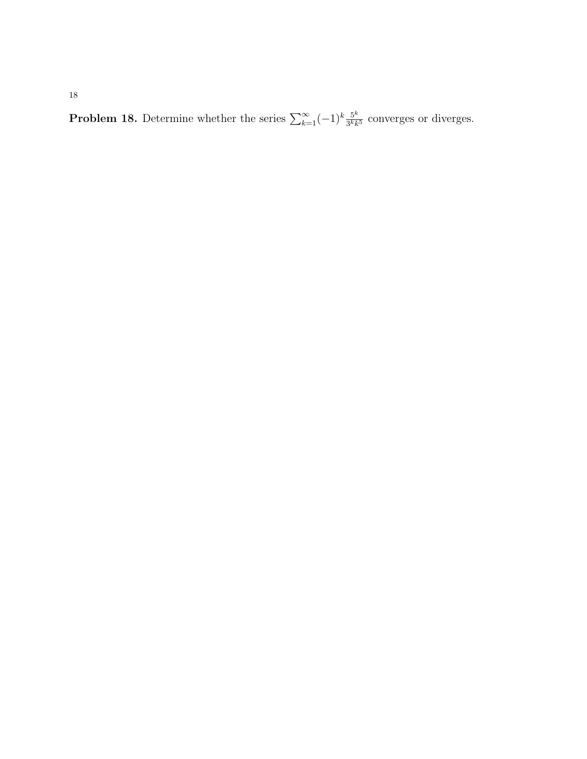**Problem 18.** Determine whether the series $\sum_{k=1}^{\infty}(-1)^k \frac{5^k}{3^k k^5}$ converges or diverges.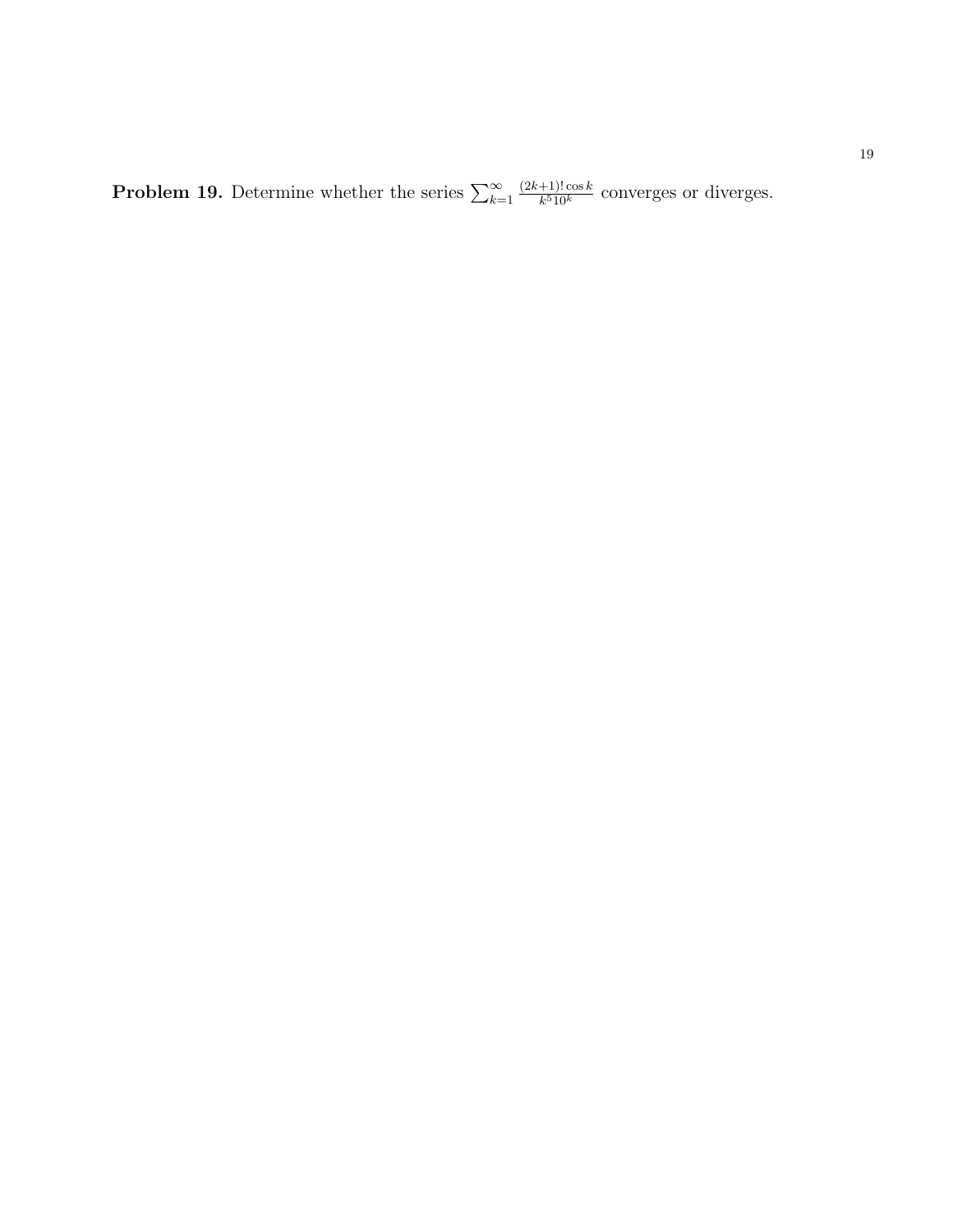**Problem 19.** Determine whether the series $\sum_{k=1}^{\infty} \frac{(2k+1)! \cos k}{k^5 10^k}$ converges or diverges.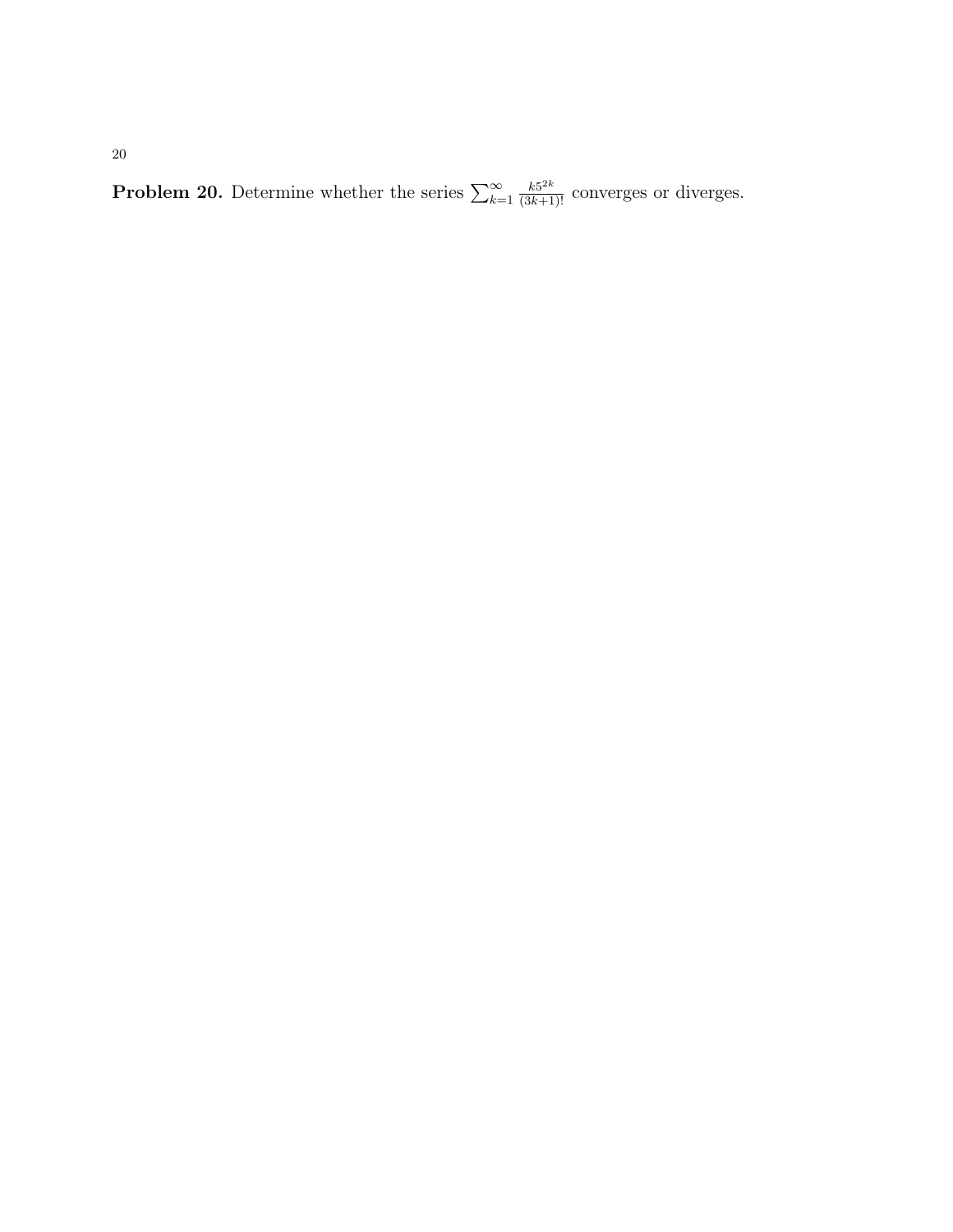**Problem 20.** Determine whether the series $\sum_{k=1}^{\infty} \frac{k5^{2k}}{(3k+1)!}$ converges or diverges.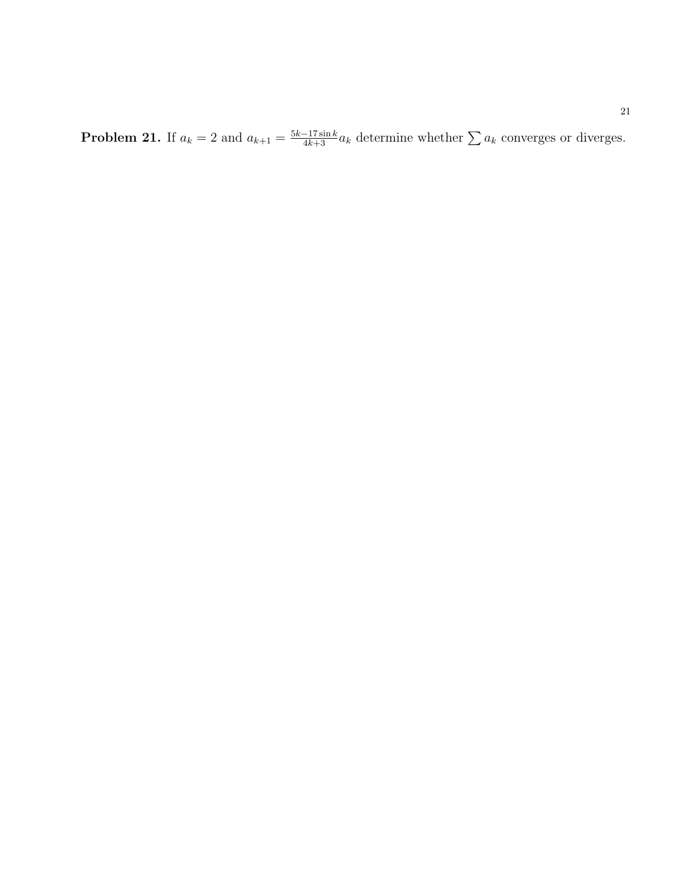**Problem 21.** If $a_k = 2$ and $a_{k+1} = \frac{5k-17\sin k}{4k+3} a_k$ determine whether $\sum a_k$ converges or diverges.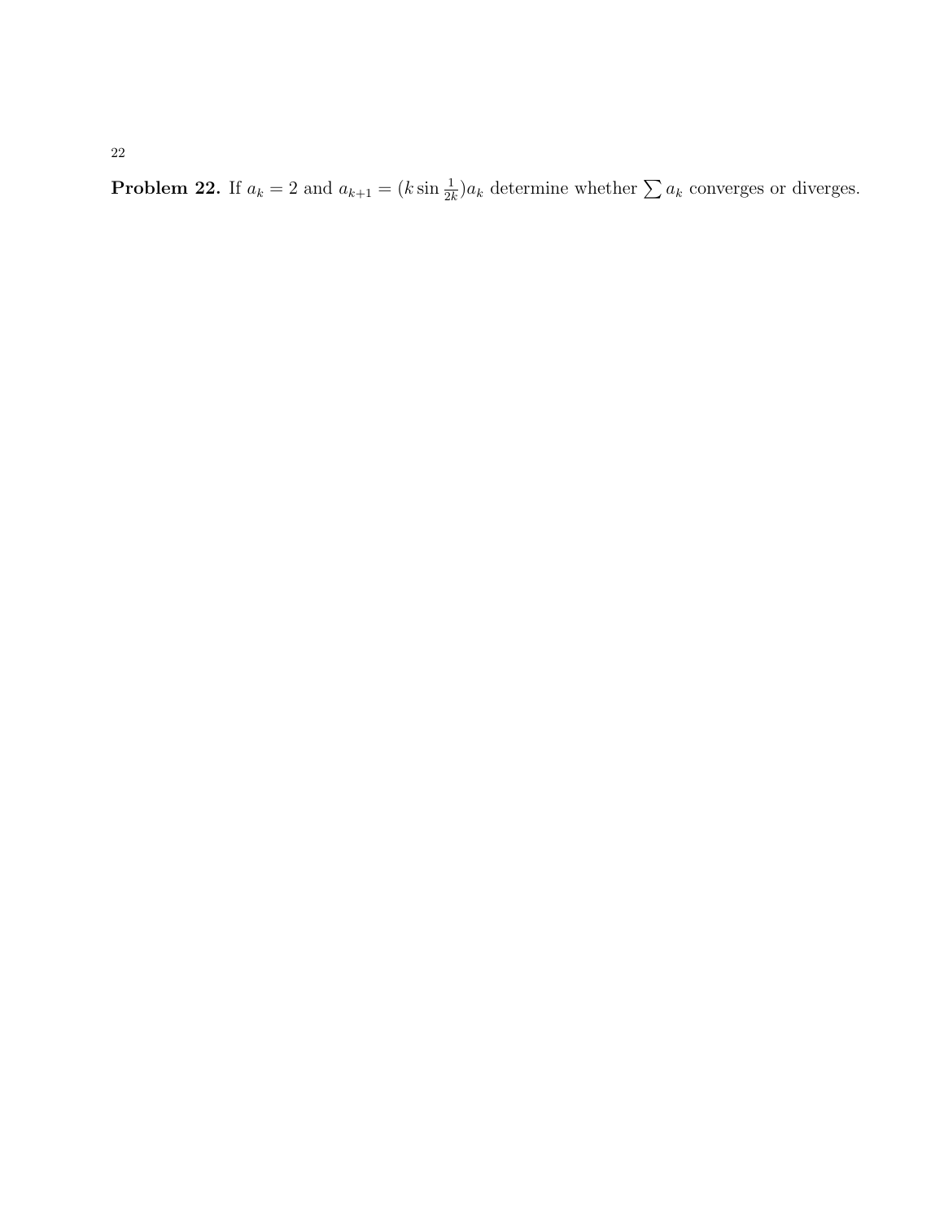**Problem 22.** If $a_k = 2$ and $a_{k+1} = (k \sin \frac{1}{2k})a_k$ determine whether $\sum a_k$ converges or diverges.